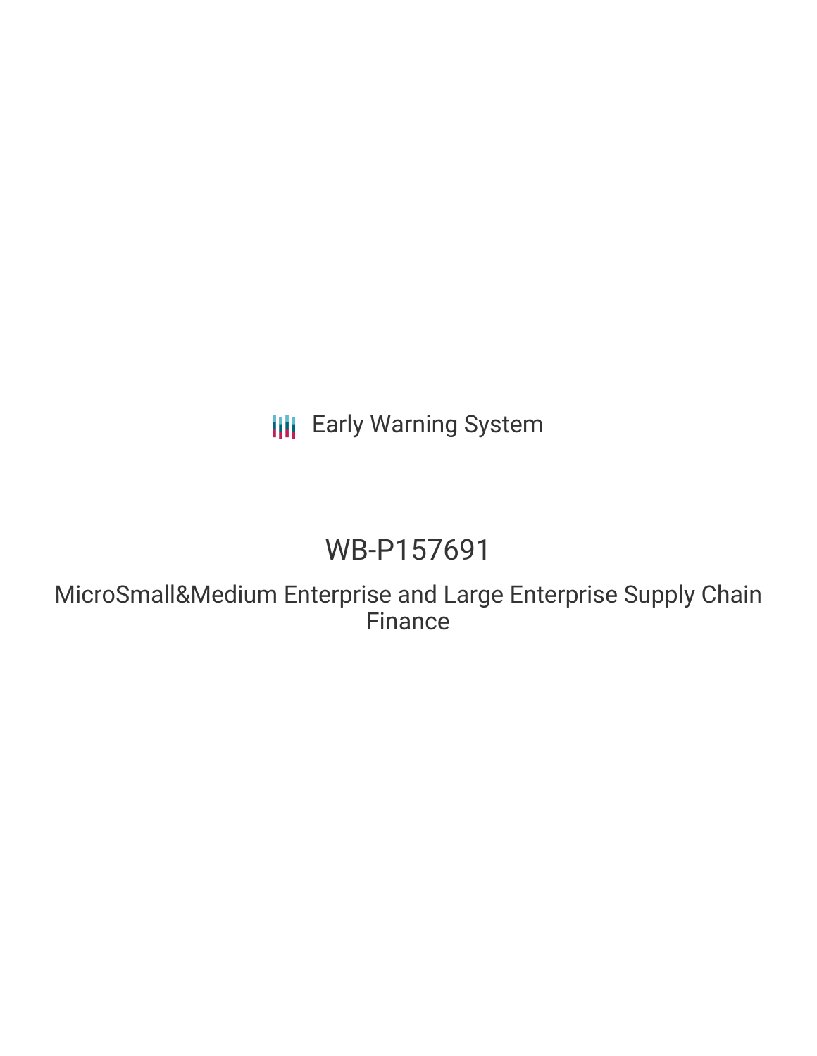Early Warning System

# WB-P157691

MicroSmall&Medium Enterprise and Large Enterprise Supply Chain Finance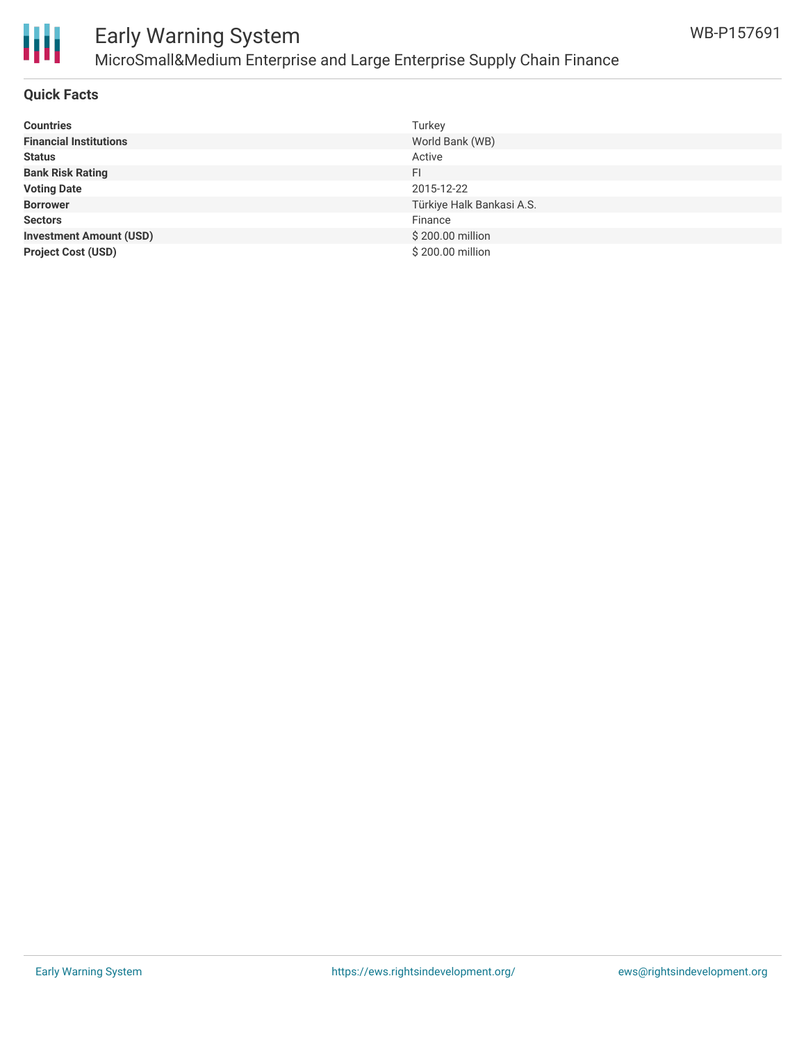## Quick Facts

| | |
|---|---|
| **Countries** | Turkey |
| **Financial Institutions** | World Bank (WB) |
| **Status** | Active |
| **Bank Risk Rating** | FI |
| **Voting Date** | 2015-12-22 |
| **Borrower** | Türkiye Halk Bankasi A.S. |
| **Sectors** | Finance |
| **Investment Amount (USD)** | $ 200.00 million |
| **Project Cost (USD)** | $ 200.00 million |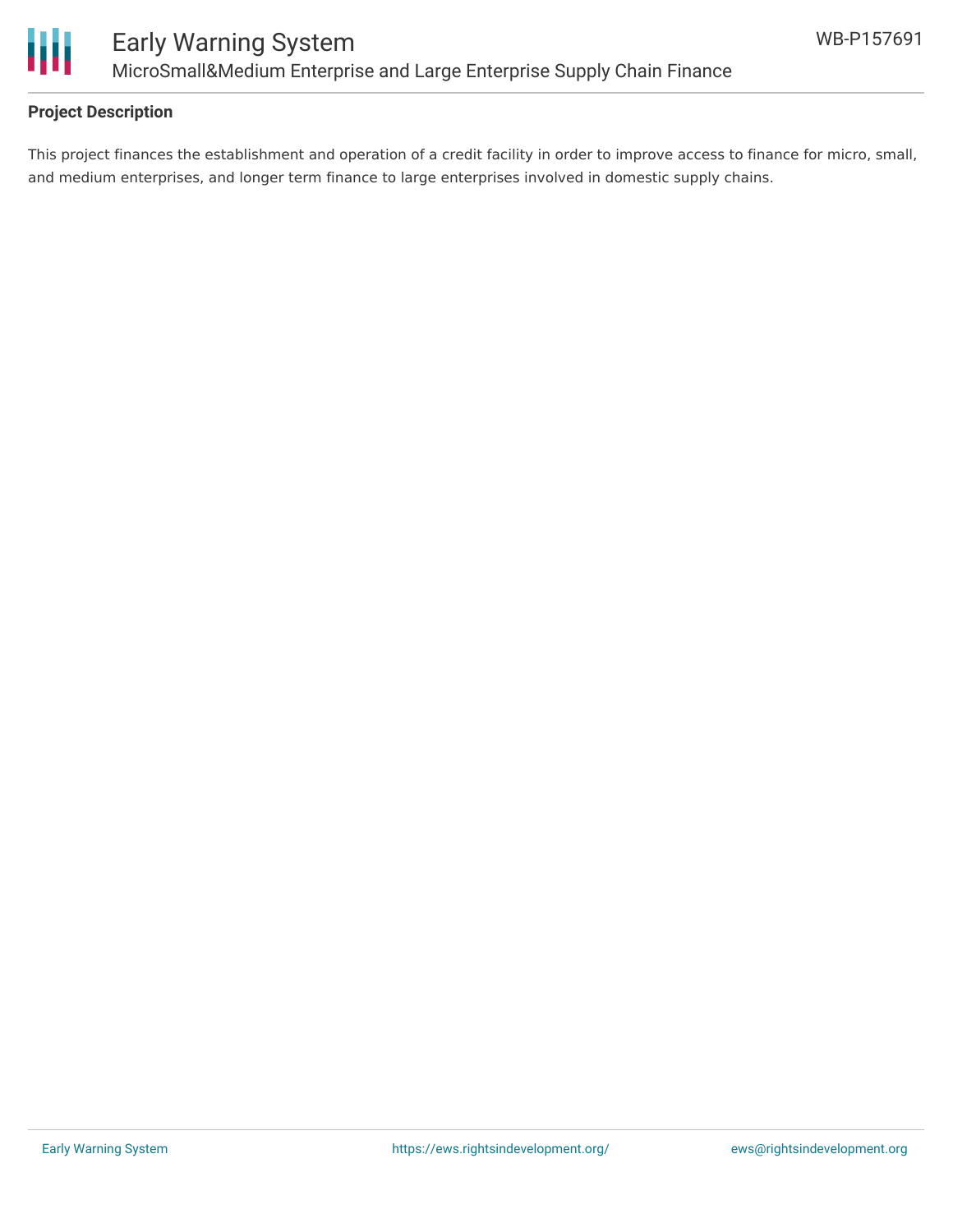## Project Description

This project finances the establishment and operation of a credit facility in order to improve access to finance for micro, small, and medium enterprises, and longer term finance to large enterprises involved in domestic supply chains.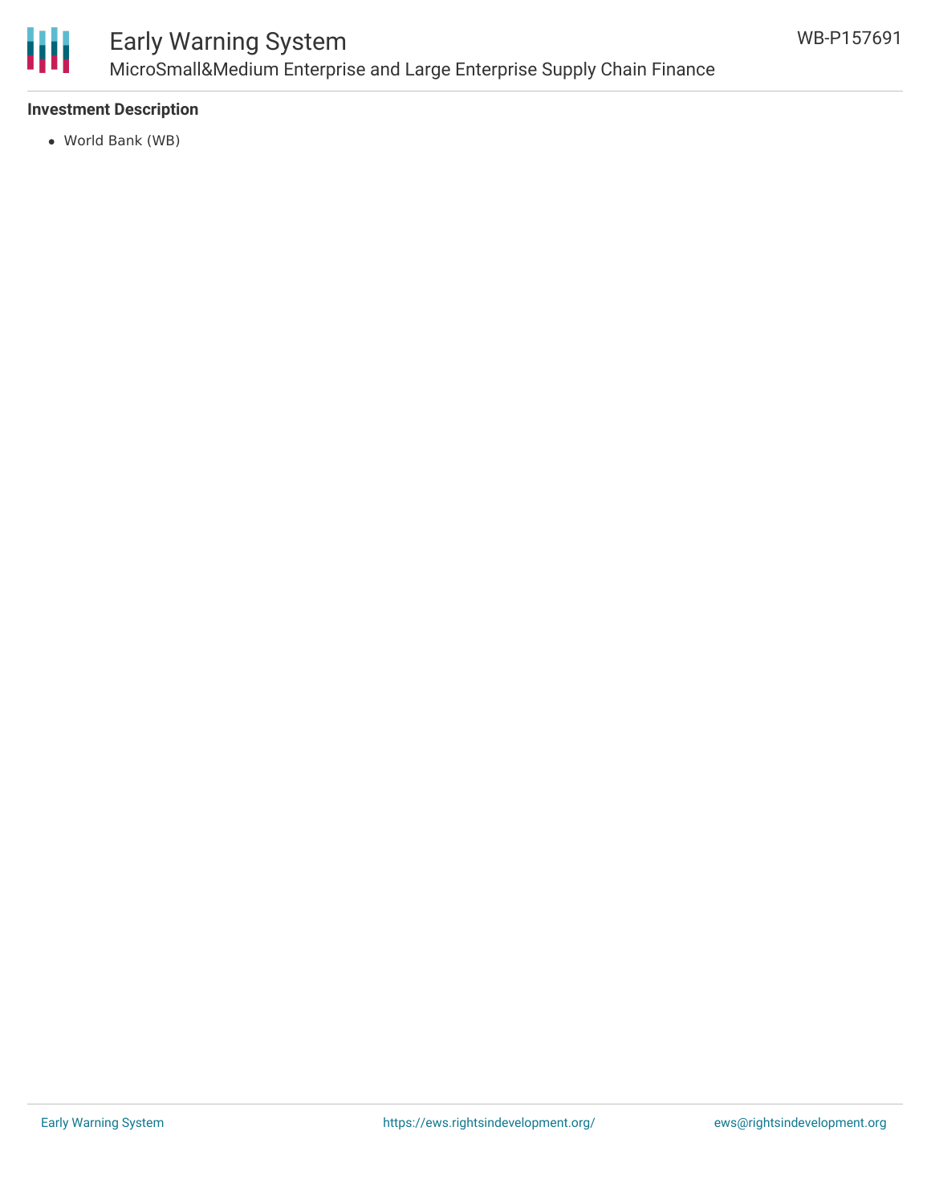**Investment Description**

- World Bank (WB)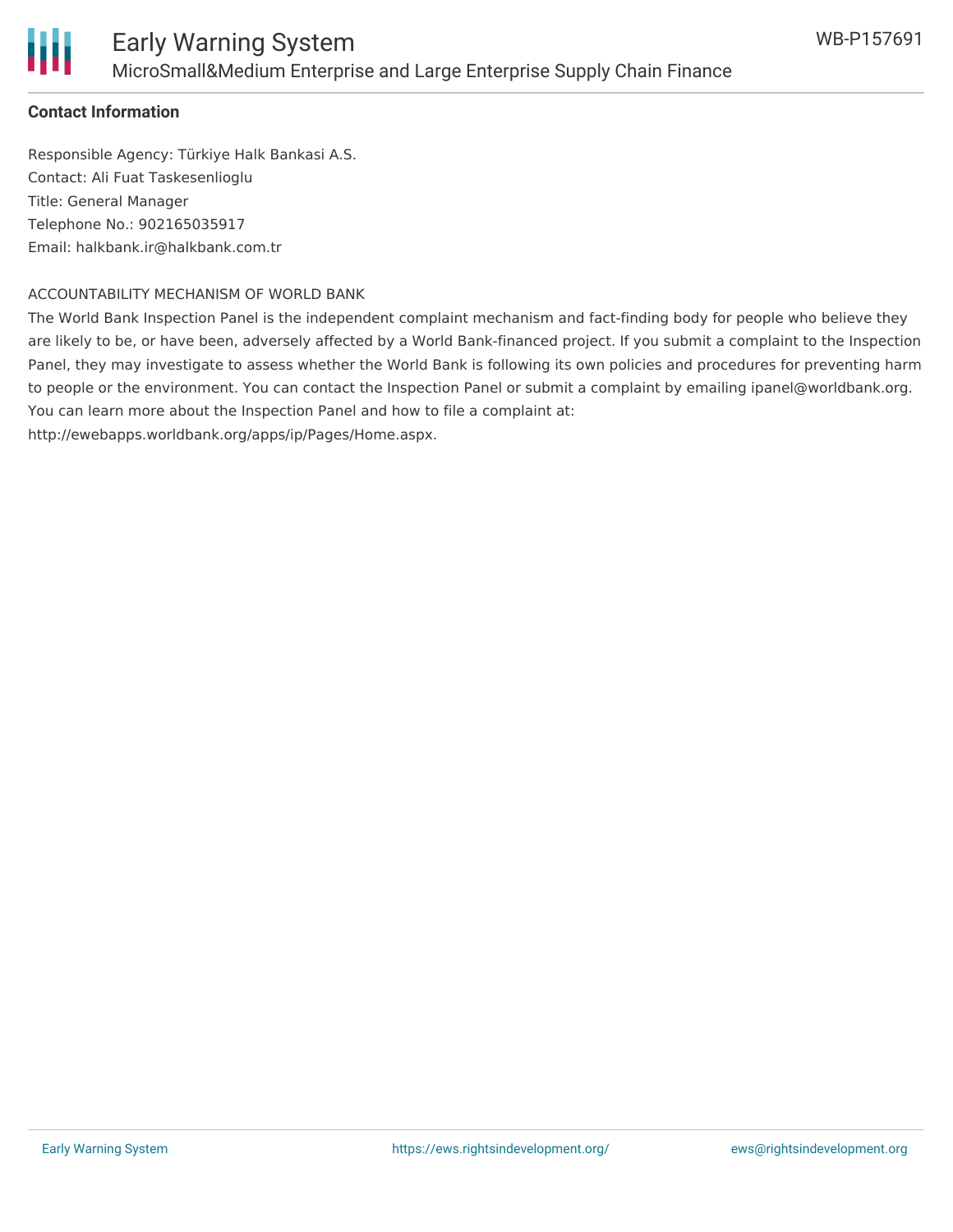**Contact Information**

Responsible Agency: Türkiye Halk Bankasi A.S.
Contact: Ali Fuat Taskesenlioglu
Title: General Manager
Telephone No.: 902165035917
Email: halkbank.ir@halkbank.com.tr

ACCOUNTABILITY MECHANISM OF WORLD BANK
The World Bank Inspection Panel is the independent complaint mechanism and fact-finding body for people who believe they are likely to be, or have been, adversely affected by a World Bank-financed project. If you submit a complaint to the Inspection Panel, they may investigate to assess whether the World Bank is following its own policies and procedures for preventing harm to people or the environment. You can contact the Inspection Panel or submit a complaint by emailing ipanel@worldbank.org. You can learn more about the Inspection Panel and how to file a complaint at: http://ewebapps.worldbank.org/apps/ip/Pages/Home.aspx.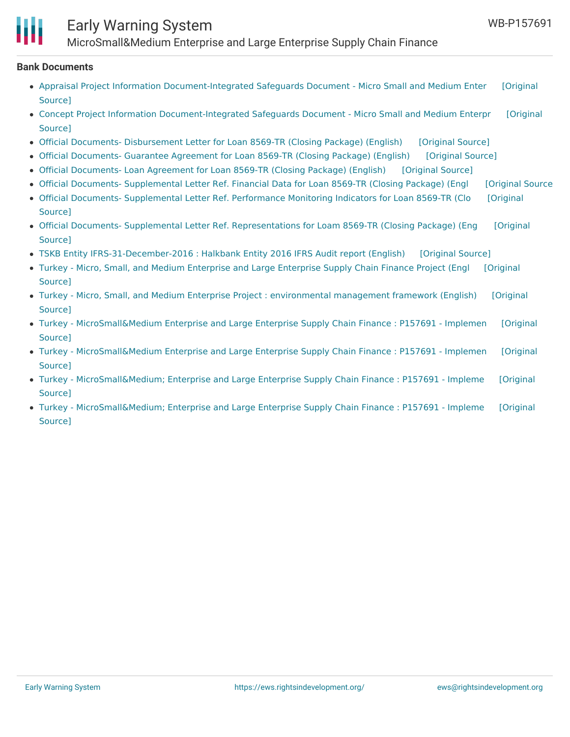**Bank Documents**

- Appraisal Project Information Document-Integrated Safeguards Document - Micro Small and Medium Enter [Original Source]
- Concept Project Information Document-Integrated Safeguards Document - Micro Small and Medium Enterpr [Original Source]
- Official Documents- Disbursement Letter for Loan 8569-TR (Closing Package) (English) [Original Source]
- Official Documents- Guarantee Agreement for Loan 8569-TR (Closing Package) (English) [Original Source]
- Official Documents- Loan Agreement for Loan 8569-TR (Closing Package) (English) [Original Source]
- Official Documents- Supplemental Letter Ref. Financial Data for Loan 8569-TR (Closing Package) (Engl [Original Source
- Official Documents- Supplemental Letter Ref. Performance Monitoring Indicators for Loan 8569-TR (Clo [Original Source]
- Official Documents- Supplemental Letter Ref. Representations for Loam 8569-TR (Closing Package) (Eng [Original Source]
- TSKB Entity IFRS-31-December-2016 : Halkbank Entity 2016 IFRS Audit report (English) [Original Source]
- Turkey - Micro, Small, and Medium Enterprise and Large Enterprise Supply Chain Finance Project (Engl [Original Source]
- Turkey - Micro, Small, and Medium Enterprise Project : environmental management framework (English) [Original Source]
- Turkey - MicroSmall&Medium Enterprise and Large Enterprise Supply Chain Finance : P157691 - Implemen [Original Source]
- Turkey - MicroSmall&Medium Enterprise and Large Enterprise Supply Chain Finance : P157691 - Implemen [Original Source]
- Turkey - MicroSmall&Medium; Enterprise and Large Enterprise Supply Chain Finance : P157691 - Impleme [Original Source]
- Turkey - MicroSmall&Medium; Enterprise and Large Enterprise Supply Chain Finance : P157691 - Impleme [Original Source]